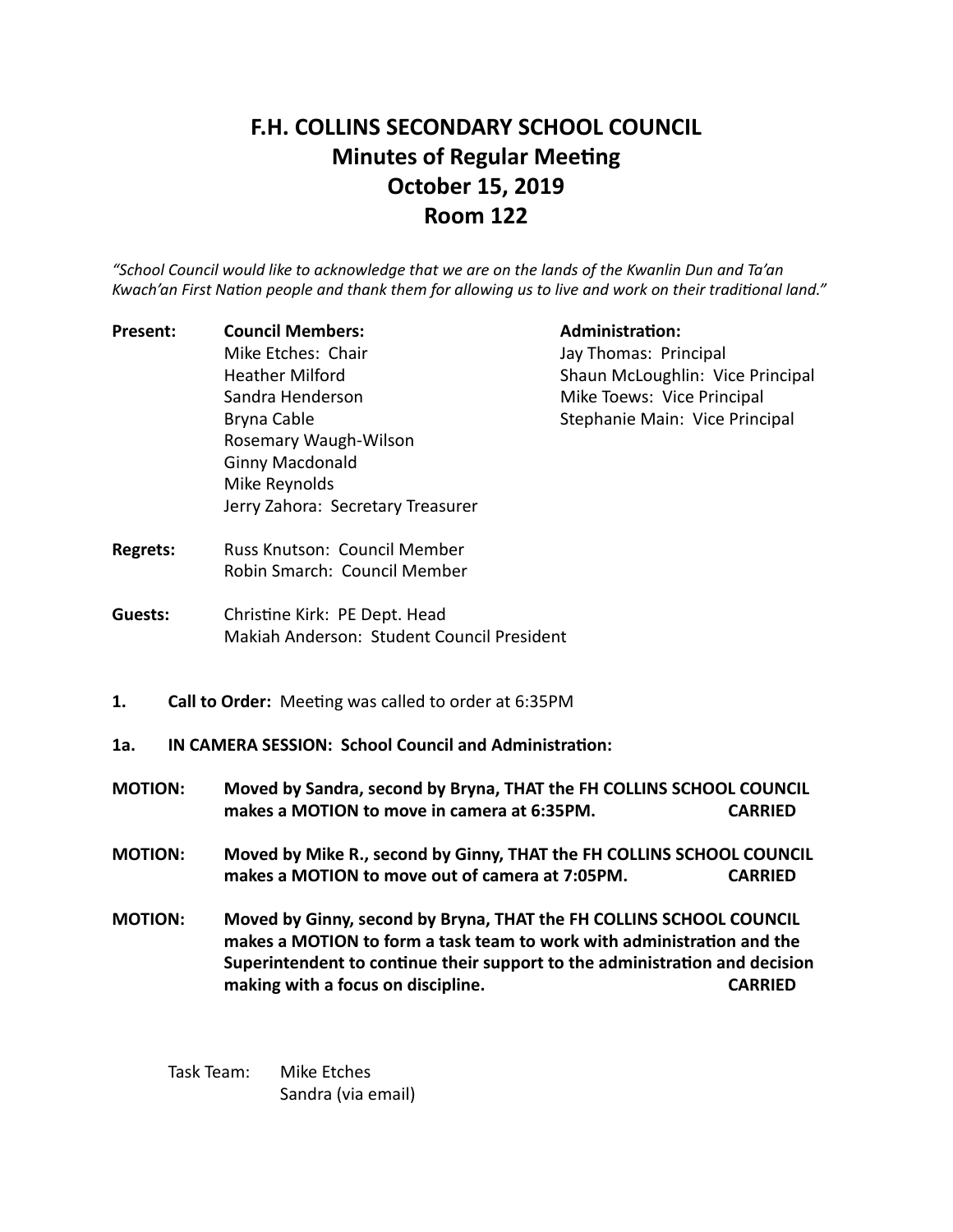# F.H. COLLINS SECONDARY SCHOOL COUNCIL
## Minutes of Regular Meeting
## October 15, 2019
## Room 122

*"School Council would like to acknowledge that we are on the lands of the Kwanlin Dun and Ta'an Kwach'an First Nation people and thank them for allowing us to live and work on their traditional land."*

**Present:**

**Council Members:**
- Mike Etches: Chair
- Heather Milford
- Sandra Henderson
- Bryna Cable
- Rosemary Waugh-Wilson
- Ginny Macdonald
- Mike Reynolds
- Jerry Zahora: Secretary Treasurer

**Administration:**
- Jay Thomas: Principal
- Shaun McLoughlin: Vice Principal
- Mike Toews: Vice Principal
- Stephanie Main: Vice Principal

**Regrets:**
- Russ Knutson: Council Member
- Robin Smarch: Council Member

**Guests:**
- Christine Kirk: PE Dept. Head
- Makiah Anderson: Student Council President

**1. Call to Order:** Meeting was called to order at 6:35PM

**1a. IN CAMERA SESSION: School Council and Administration:**

**MOTION: Moved by Sandra, second by Bryna, THAT the FH COLLINS SCHOOL COUNCIL makes a MOTION to move in camera at 6:35PM. CARRIED**

**MOTION: Moved by Mike R., second by Ginny, THAT the FH COLLINS SCHOOL COUNCIL makes a MOTION to move out of camera at 7:05PM. CARRIED**

**MOTION: Moved by Ginny, second by Bryna, THAT the FH COLLINS SCHOOL COUNCIL makes a MOTION to form a task team to work with administration and the Superintendent to continue their support to the administration and decision making with a focus on discipline. CARRIED**

Task Team:
- Mike Etches
- Sandra (via email)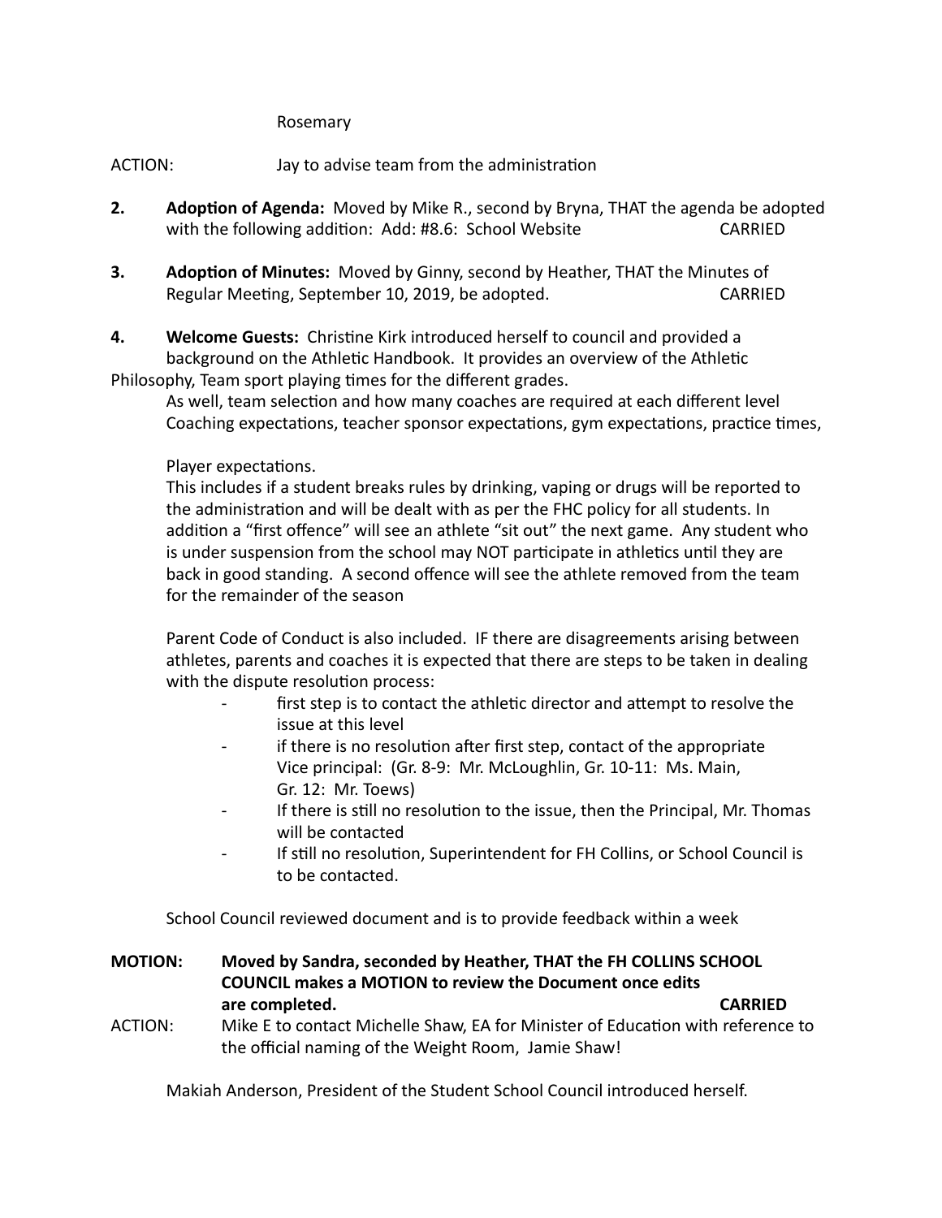Rosemary

ACTION: Jay to advise team from the administration

**2.** **Adoption of Agenda:** Moved by Mike R., second by Bryna, THAT the agenda be adopted with the following addition: Add: #8.6: School Website CARRIED

**3.** **Adoption of Minutes:** Moved by Ginny, second by Heather, THAT the Minutes of Regular Meeting, September 10, 2019, be adopted. CARRIED

**4.** **Welcome Guests:** Christine Kirk introduced herself to council and provided a background on the Athletic Handbook. It provides an overview of the Athletic Philosophy, Team sport playing times for the different grades.

As well, team selection and how many coaches are required at each different level Coaching expectations, teacher sponsor expectations, gym expectations, practice times,

Player expectations.

This includes if a student breaks rules by drinking, vaping or drugs will be reported to the administration and will be dealt with as per the FHC policy for all students. In addition a "first offence" will see an athlete "sit out" the next game. Any student who is under suspension from the school may NOT participate in athletics until they are back in good standing. A second offence will see the athlete removed from the team for the remainder of the season

Parent Code of Conduct is also included. IF there are disagreements arising between athletes, parents and coaches it is expected that there are steps to be taken in dealing with the dispute resolution process:

- first step is to contact the athletic director and attempt to resolve the issue at this level
- if there is no resolution after first step, contact of the appropriate Vice principal: (Gr. 8-9: Mr. McLoughlin, Gr. 10-11: Ms. Main, Gr. 12: Mr. Toews)
- If there is still no resolution to the issue, then the Principal, Mr. Thomas will be contacted
- If still no resolution, Superintendent for FH Collins, or School Council is to be contacted.

School Council reviewed document and is to provide feedback within a week

**MOTION:** **Moved by Sandra, seconded by Heather, THAT the FH COLLINS SCHOOL COUNCIL makes a MOTION to review the Document once edits are completed.** **CARRIED**

ACTION: Mike E to contact Michelle Shaw, EA for Minister of Education with reference to the official naming of the Weight Room, Jamie Shaw!

Makiah Anderson, President of the Student School Council introduced herself.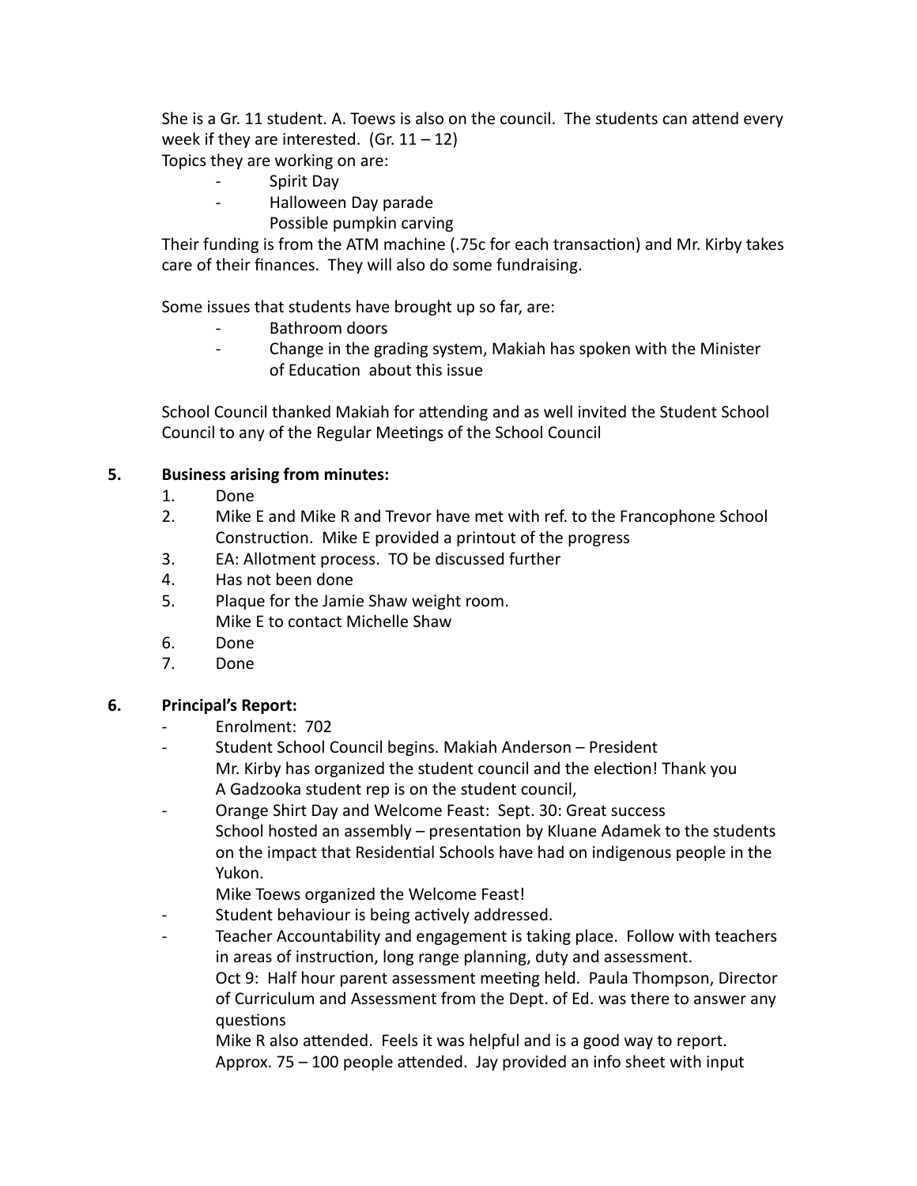She is a Gr. 11 student. A. Toews is also on the council. The students can attend every week if they are interested. (Gr. 11 – 12)
Topics they are working on are:

- Spirit Day
- Halloween Day parade
  Possible pumpkin carving

Their funding is from the ATM machine (.75c for each transaction) and Mr. Kirby takes care of their finances. They will also do some fundraising.

Some issues that students have brought up so far, are:

- Bathroom doors
- Change in the grading system, Makiah has spoken with the Minister of Education about this issue

School Council thanked Makiah for attending and as well invited the Student School Council to any of the Regular Meetings of the School Council

**5. Business arising from minutes:**

1. Done
2. Mike E and Mike R and Trevor have met with ref. to the Francophone School Construction. Mike E provided a printout of the progress
3. EA: Allotment process. TO be discussed further
4. Has not been done
5. Plaque for the Jamie Shaw weight room.
   Mike E to contact Michelle Shaw
6. Done
7. Done

**6. Principal's Report:**

- Enrolment: 702
- Student School Council begins. Makiah Anderson – President
  Mr. Kirby has organized the student council and the election! Thank you
  A Gadzooka student rep is on the student council,
- Orange Shirt Day and Welcome Feast: Sept. 30: Great success
  School hosted an assembly – presentation by Kluane Adamek to the students on the impact that Residential Schools have had on indigenous people in the Yukon.
  Mike Toews organized the Welcome Feast!
- Student behaviour is being actively addressed.
- Teacher Accountability and engagement is taking place. Follow with teachers in areas of instruction, long range planning, duty and assessment.
  Oct 9: Half hour parent assessment meeting held. Paula Thompson, Director of Curriculum and Assessment from the Dept. of Ed. was there to answer any questions
  Mike R also attended. Feels it was helpful and is a good way to report.
  Approx. 75 – 100 people attended. Jay provided an info sheet with input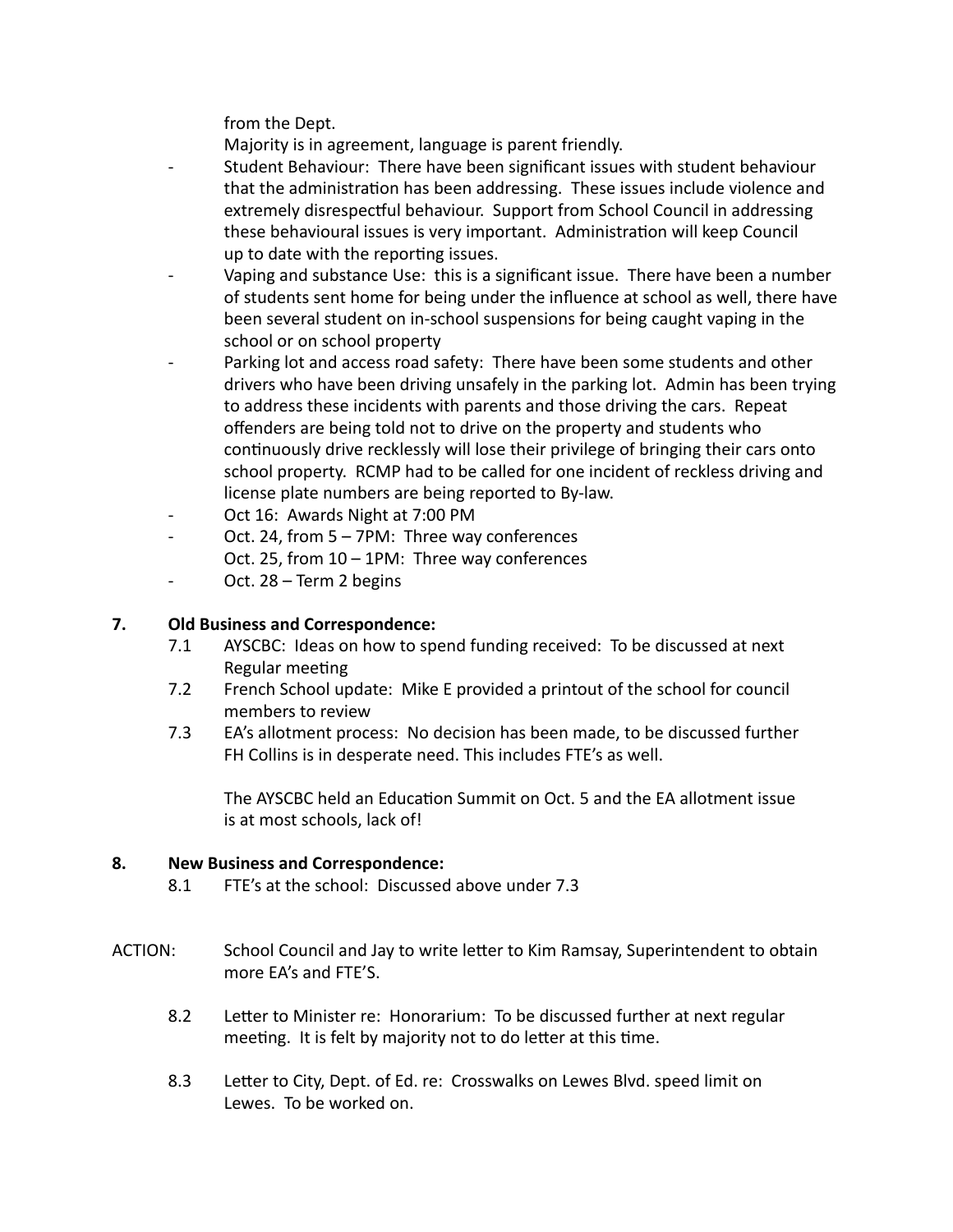from the Dept.

Majority is in agreement, language is parent friendly.

- Student Behaviour: There have been significant issues with student behaviour that the administration has been addressing. These issues include violence and extremely disrespectful behaviour. Support from School Council in addressing these behavioural issues is very important. Administration will keep Council up to date with the reporting issues.
- Vaping and substance Use: this is a significant issue. There have been a number of students sent home for being under the influence at school as well, there have been several student on in-school suspensions for being caught vaping in the school or on school property
- Parking lot and access road safety: There have been some students and other drivers who have been driving unsafely in the parking lot. Admin has been trying to address these incidents with parents and those driving the cars. Repeat offenders are being told not to drive on the property and students who continuously drive recklessly will lose their privilege of bringing their cars onto school property. RCMP had to be called for one incident of reckless driving and license plate numbers are being reported to By-law.
- Oct 16: Awards Night at 7:00 PM
- Oct. 24, from 5 – 7PM: Three way conferences
  Oct. 25, from 10 – 1PM: Three way conferences
- Oct. 28 – Term 2 begins

**7. Old Business and Correspondence:**

7.1 AYSCBC: Ideas on how to spend funding received: To be discussed at next Regular meeting

7.2 French School update: Mike E provided a printout of the school for council members to review

7.3 EA's allotment process: No decision has been made, to be discussed further FH Collins is in desperate need. This includes FTE's as well.

The AYSCBC held an Education Summit on Oct. 5 and the EA allotment issue is at most schools, lack of!

**8. New Business and Correspondence:**

8.1 FTE's at the school: Discussed above under 7.3

ACTION: School Council and Jay to write letter to Kim Ramsay, Superintendent to obtain more EA's and FTE'S.

8.2 Letter to Minister re: Honorarium: To be discussed further at next regular meeting. It is felt by majority not to do letter at this time.

8.3 Letter to City, Dept. of Ed. re: Crosswalks on Lewes Blvd. speed limit on Lewes. To be worked on.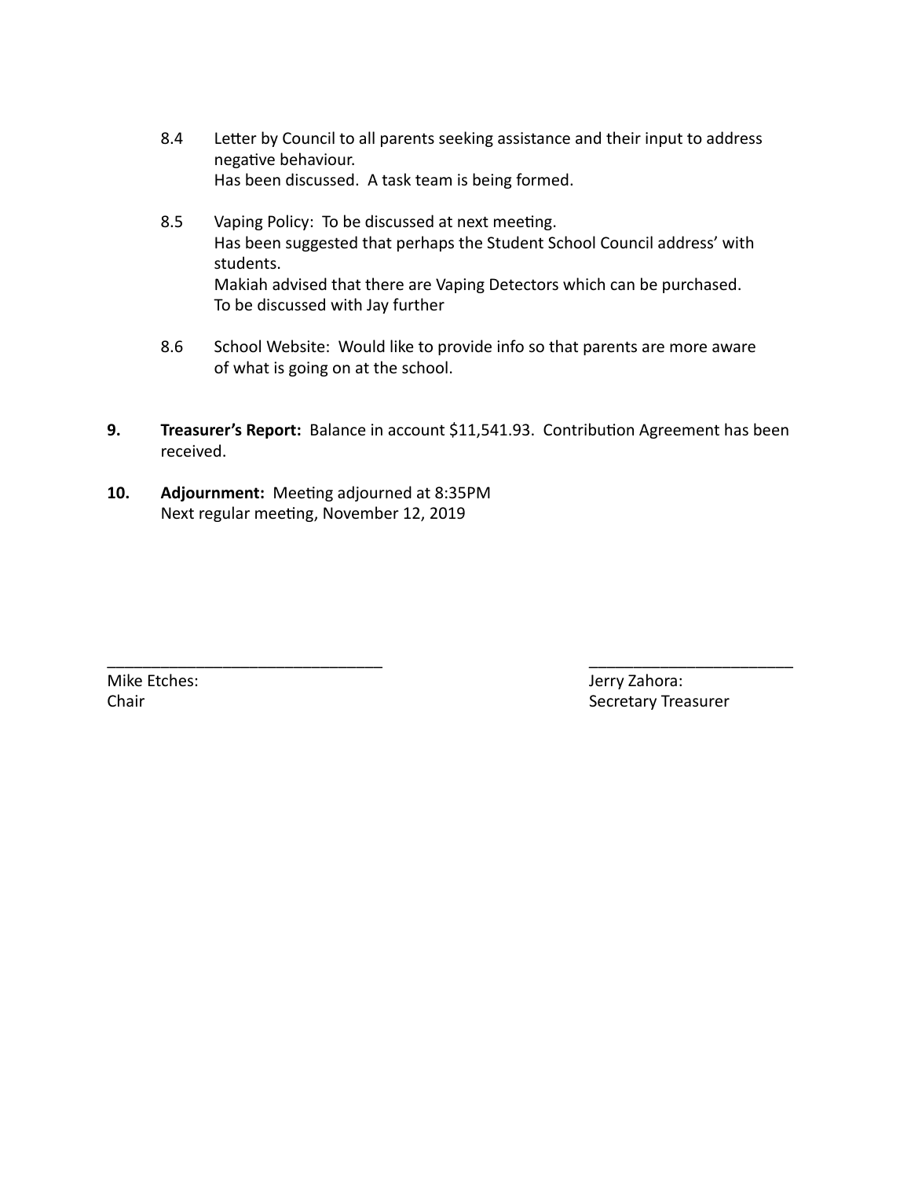8.4 Letter by Council to all parents seeking assistance and their input to address negative behaviour.
Has been discussed. A task team is being formed.

8.5 Vaping Policy: To be discussed at next meeting.
Has been suggested that perhaps the Student School Council address' with students.
Makiah advised that there are Vaping Detectors which can be purchased.
To be discussed with Jay further

8.6 School Website: Would like to provide info so that parents are more aware of what is going on at the school.

**9. Treasurer's Report:** Balance in account $11,541.93. Contribution Agreement has been received.

**10. Adjournment:** Meeting adjourned at 8:35PM
Next regular meeting, November 12, 2019

_______________________________
Mike Etches:
Chair

_______________________
Jerry Zahora:
Secretary Treasurer